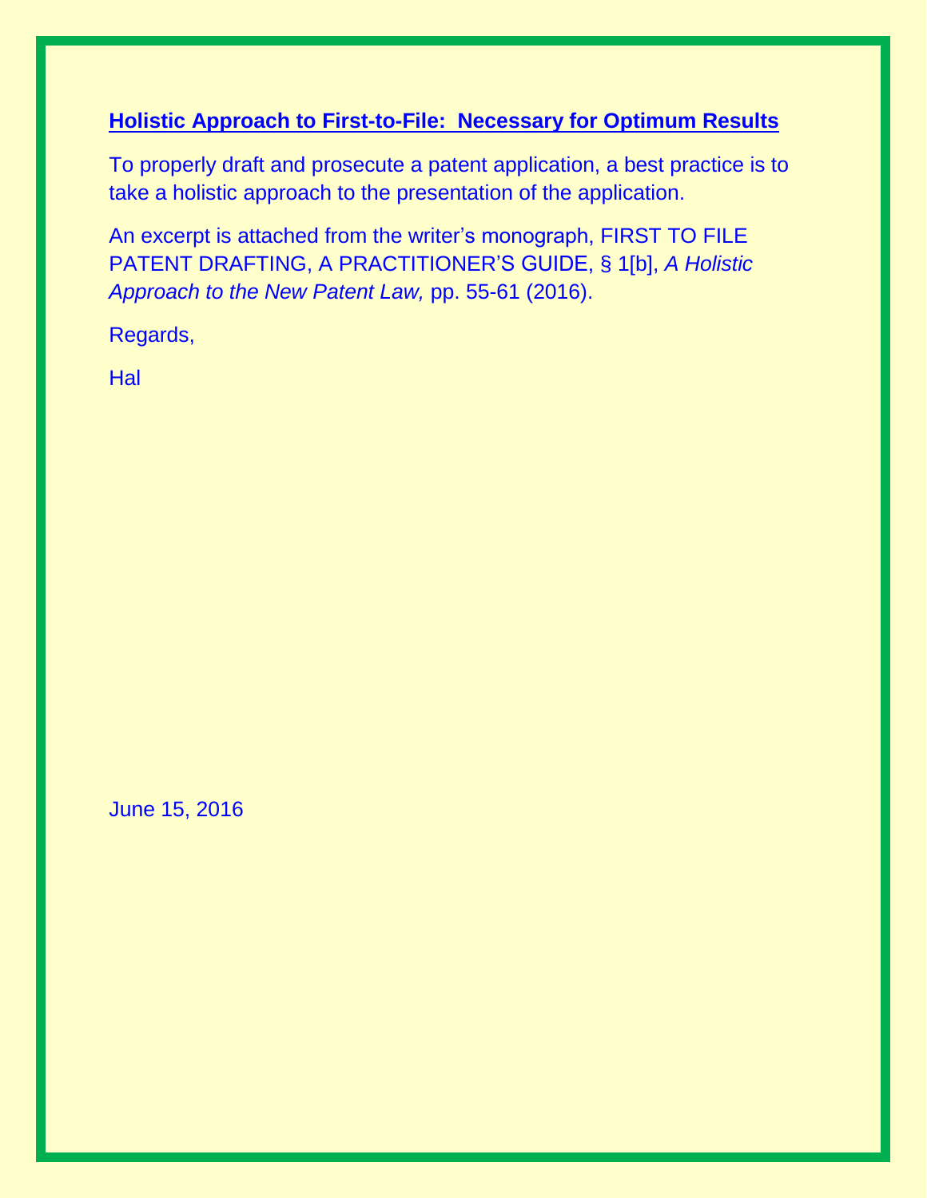## Holistic Approach to First-to-File: Necessary for Optimum Results

To properly draft and prosecute a patent application, a best practice is to take a holistic approach to the presentation of the application.

An excerpt is attached from the writer's monograph, FIRST TO FILE PATENT DRAFTING, A PRACTITIONER'S GUIDE, § 1[b], *A Holistic Approach to the New Patent Law,* pp. 55-61 (2016).

Regards,

Hal

June 15, 2016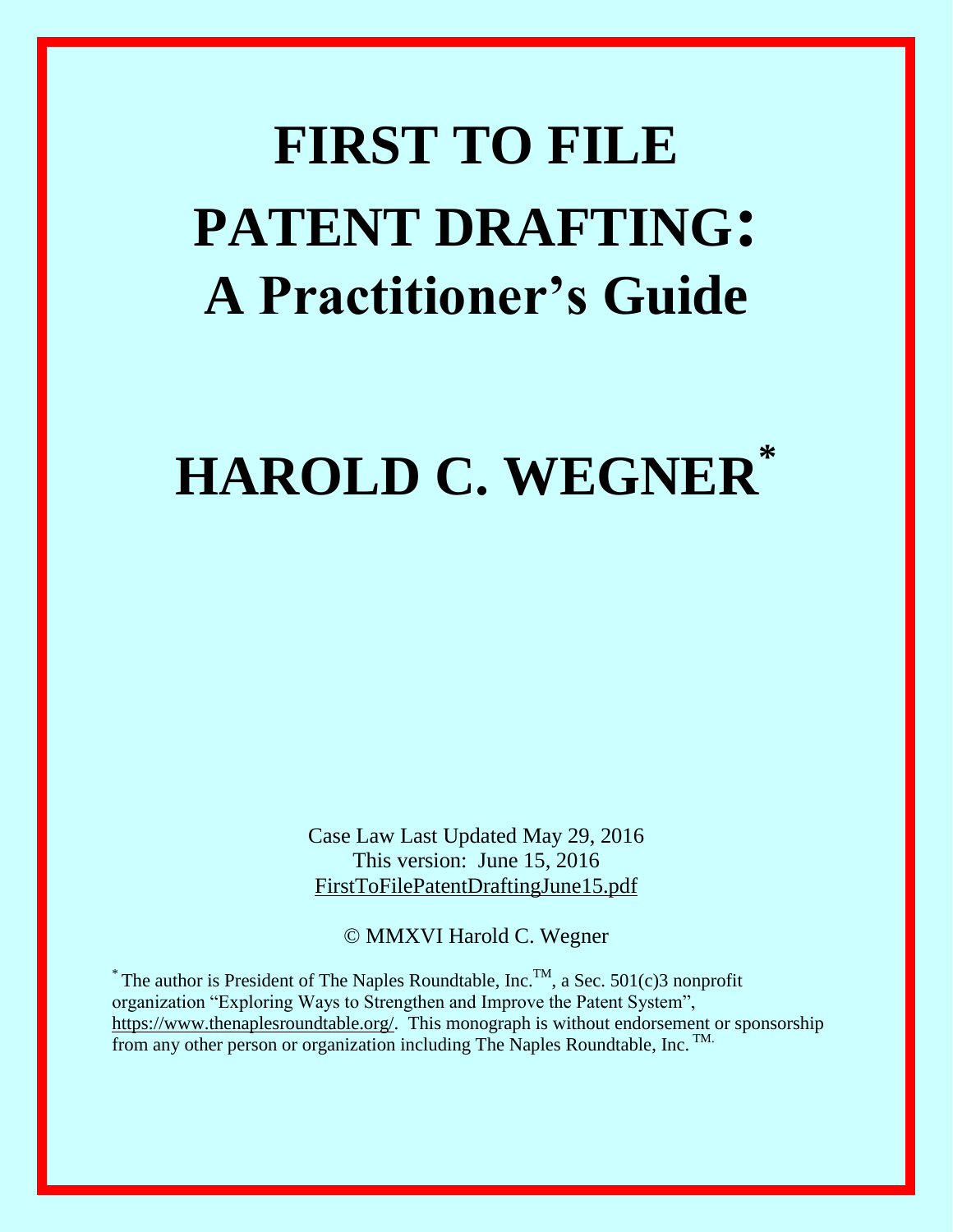# FIRST TO FILE PATENT DRAFTING: A Practitioner's Guide

# HAROLD C. WEGNER*

Case Law Last Updated May 29, 2016
This version: June 15, 2016
FirstToFilePatentDraftingJune15.pdf

© MMXVI Harold C. Wegner

\* The author is President of The Naples Roundtable, Inc.™, a Sec. 501(c)3 nonprofit organization "Exploring Ways to Strengthen and Improve the Patent System", https://www.thenaplesroundtable.org/. This monograph is without endorsement or sponsorship from any other person or organization including The Naples Roundtable, Inc. ™.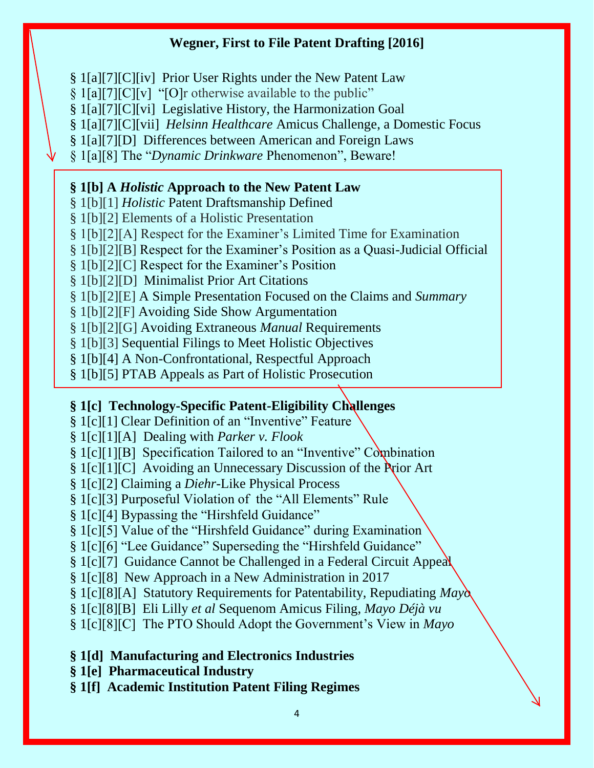**Wegner, First to File Patent Drafting [2016]**

§ 1[a][7][C][iv] Prior User Rights under the New Patent Law
§ 1[a][7][C][v] "[O]r otherwise available to the public"
§ 1[a][7][C][vi] Legislative History, the Harmonization Goal
§ 1[a][7][C][vii] *Helsinn Healthcare* Amicus Challenge, a Domestic Focus
§ 1[a][7][D] Differences between American and Foreign Laws
§ 1[a][8] The "*Dynamic Drinkware* Phenomenon", Beware!

**§ 1[b] A *Holistic* Approach to the New Patent Law**
§ 1[b][1] *Holistic* Patent Draftsmanship Defined
§ 1[b][2] Elements of a Holistic Presentation
§ 1[b][2][A] Respect for the Examiner's Limited Time for Examination
§ 1[b][2][B] Respect for the Examiner's Position as a Quasi-Judicial Official
§ 1[b][2][C] Respect for the Examiner's Position
§ 1[b][2][D] Minimalist Prior Art Citations
§ 1[b][2][E] A Simple Presentation Focused on the Claims and *Summary*
§ 1[b][2][F] Avoiding Side Show Argumentation
§ 1[b][2][G] Avoiding Extraneous *Manual* Requirements
§ 1[b][3] Sequential Filings to Meet Holistic Objectives
§ 1[b][4] A Non-Confrontational, Respectful Approach
§ 1[b][5] PTAB Appeals as Part of Holistic Prosecution

**§ 1[c] Technology-Specific Patent-Eligibility Challenges**
§ 1[c][1] Clear Definition of an "Inventive" Feature
§ 1[c][1][A] Dealing with *Parker v. Flook*
§ 1[c][1][B] Specification Tailored to an "Inventive" Combination
§ 1[c][1][C] Avoiding an Unnecessary Discussion of the Prior Art
§ 1[c][2] Claiming a *Diehr*-Like Physical Process
§ 1[c][3] Purposeful Violation of the "All Elements" Rule
§ 1[c][4] Bypassing the "Hirshfeld Guidance"
§ 1[c][5] Value of the "Hirshfeld Guidance" during Examination
§ 1[c][6] "Lee Guidance" Superseding the "Hirshfeld Guidance"
§ 1[c][7] Guidance Cannot be Challenged in a Federal Circuit Appeal
§ 1[c][8] New Approach in a New Administration in 2017
§ 1[c][8][A] Statutory Requirements for Patentability, Repudiating *Mayo*
§ 1[c][8][B] Eli Lilly *et al* Sequenom Amicus Filing, *Mayo Déjà vu*
§ 1[c][8][C] The PTO Should Adopt the Government's View in *Mayo*

**§ 1[d] Manufacturing and Electronics Industries**
**§ 1[e] Pharmaceutical Industry**
**§ 1[f] Academic Institution Patent Filing Regimes**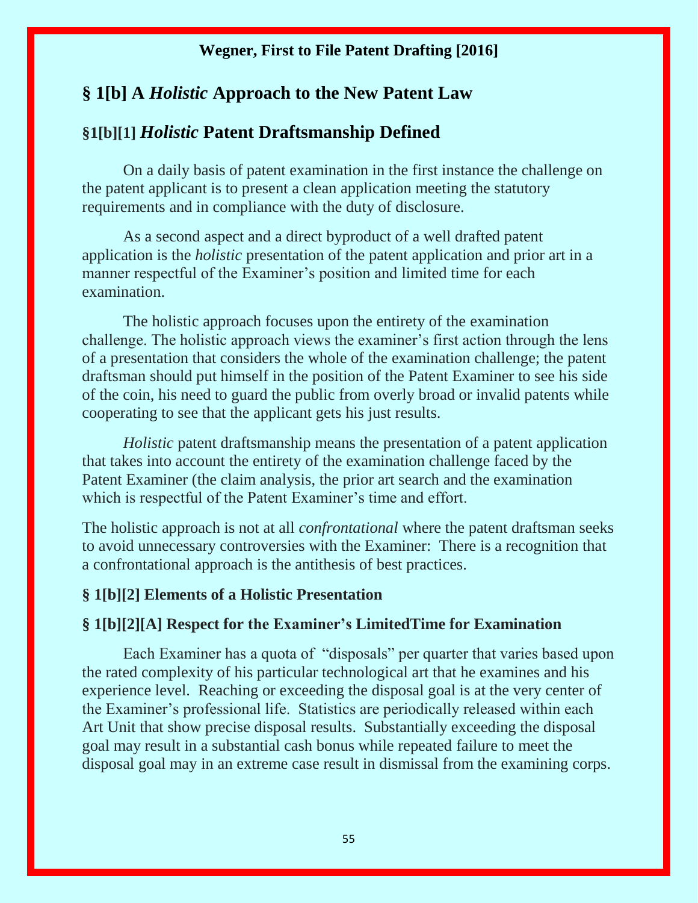## § 1[b] A *Holistic* Approach to the New Patent Law

### §1[b][1] *Holistic* Patent Draftsmanship Defined

On a daily basis of patent examination in the first instance the challenge on the patent applicant is to present a clean application meeting the statutory requirements and in compliance with the duty of disclosure.

As a second aspect and a direct byproduct of a well drafted patent application is the *holistic* presentation of the patent application and prior art in a manner respectful of the Examiner's position and limited time for each examination.

The holistic approach focuses upon the entirety of the examination challenge. The holistic approach views the examiner's first action through the lens of a presentation that considers the whole of the examination challenge; the patent draftsman should put himself in the position of the Patent Examiner to see his side of the coin, his need to guard the public from overly broad or invalid patents while cooperating to see that the applicant gets his just results.

*Holistic* patent draftsmanship means the presentation of a patent application that takes into account the entirety of the examination challenge faced by the Patent Examiner (the claim analysis, the prior art search and the examination which is respectful of the Patent Examiner's time and effort.

The holistic approach is not at all *confrontational* where the patent draftsman seeks to avoid unnecessary controversies with the Examiner: There is a recognition that a confrontational approach is the antithesis of best practices.

### § 1[b][2] Elements of a Holistic Presentation

#### § 1[b][2][A] Respect for the Examiner's LimitedTime for Examination

Each Examiner has a quota of "disposals" per quarter that varies based upon the rated complexity of his particular technological art that he examines and his experience level. Reaching or exceeding the disposal goal is at the very center of the Examiner's professional life. Statistics are periodically released within each Art Unit that show precise disposal results. Substantially exceeding the disposal goal may result in a substantial cash bonus while repeated failure to meet the disposal goal may in an extreme case result in dismissal from the examining corps.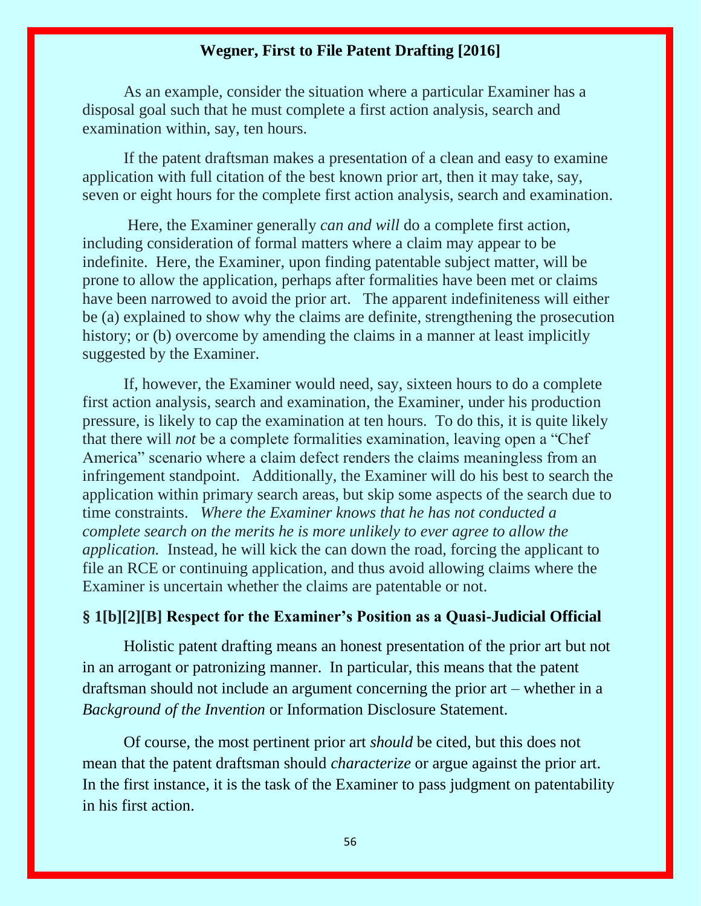As an example, consider the situation where a particular Examiner has a disposal goal such that he must complete a first action analysis, search and examination within, say, ten hours.

If the patent draftsman makes a presentation of a clean and easy to examine application with full citation of the best known prior art, then it may take, say, seven or eight hours for the complete first action analysis, search and examination.

Here, the Examiner generally *can and will* do a complete first action, including consideration of formal matters where a claim may appear to be indefinite. Here, the Examiner, upon finding patentable subject matter, will be prone to allow the application, perhaps after formalities have been met or claims have been narrowed to avoid the prior art. The apparent indefiniteness will either be (a) explained to show why the claims are definite, strengthening the prosecution history; or (b) overcome by amending the claims in a manner at least implicitly suggested by the Examiner.

If, however, the Examiner would need, say, sixteen hours to do a complete first action analysis, search and examination, the Examiner, under his production pressure, is likely to cap the examination at ten hours. To do this, it is quite likely that there will *not* be a complete formalities examination, leaving open a "Chef America" scenario where a claim defect renders the claims meaningless from an infringement standpoint. Additionally, the Examiner will do his best to search the application within primary search areas, but skip some aspects of the search due to time constraints. *Where the Examiner knows that he has not conducted a complete search on the merits he is more unlikely to ever agree to allow the application.* Instead, he will kick the can down the road, forcing the applicant to file an RCE or continuing application, and thus avoid allowing claims where the Examiner is uncertain whether the claims are patentable or not.

### § 1[b][2][B] Respect for the Examiner's Position as a Quasi-Judicial Official

Holistic patent drafting means an honest presentation of the prior art but not in an arrogant or patronizing manner. In particular, this means that the patent draftsman should not include an argument concerning the prior art – whether in a *Background of the Invention* or Information Disclosure Statement.

Of course, the most pertinent prior art *should* be cited, but this does not mean that the patent draftsman should *characterize* or argue against the prior art. In the first instance, it is the task of the Examiner to pass judgment on patentability in his first action.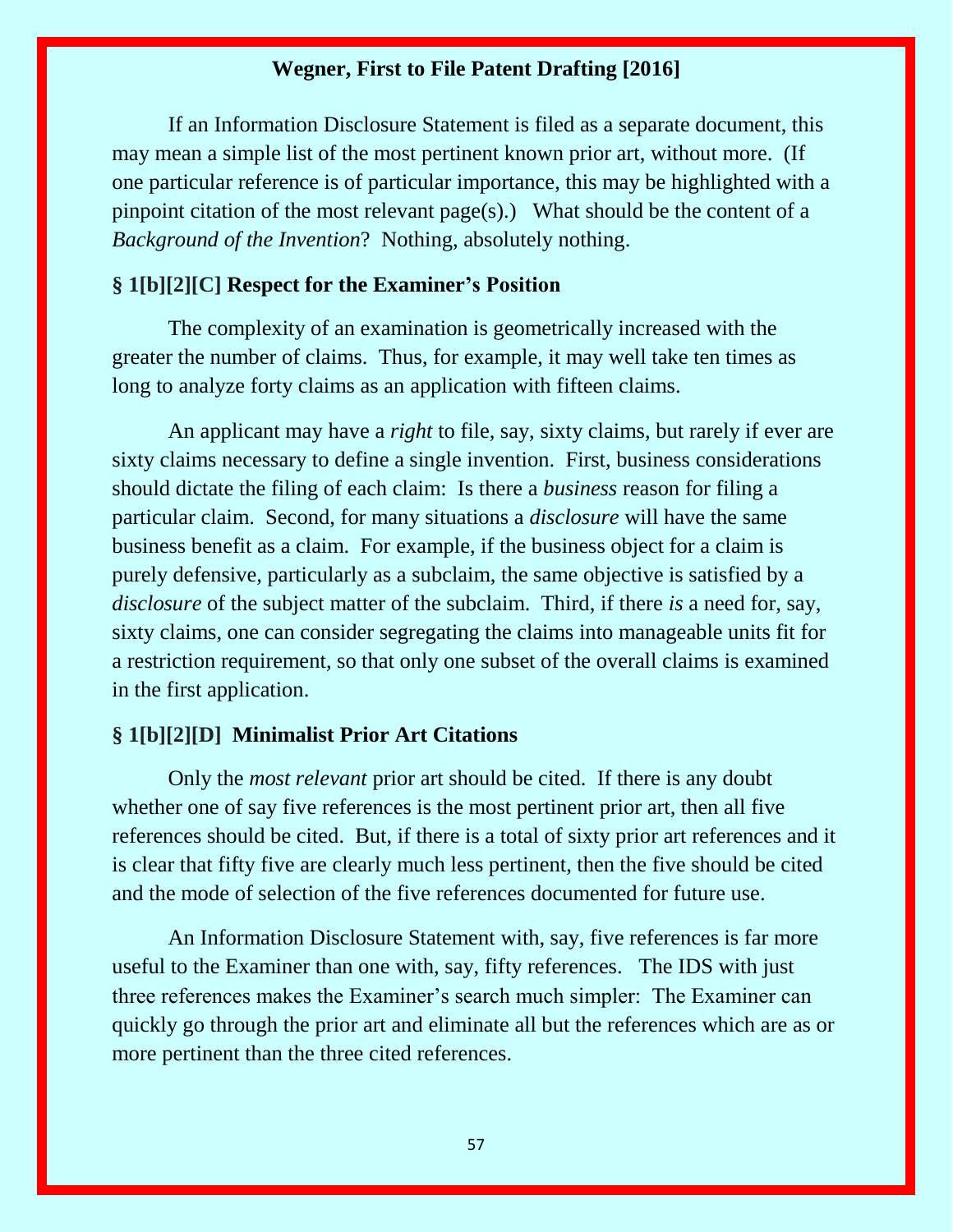If an Information Disclosure Statement is filed as a separate document, this may mean a simple list of the most pertinent known prior art, without more. (If one particular reference is of particular importance, this may be highlighted with a pinpoint citation of the most relevant page(s).) What should be the content of a *Background of the Invention*? Nothing, absolutely nothing.

### § 1[b][2][C] Respect for the Examiner's Position

The complexity of an examination is geometrically increased with the greater the number of claims. Thus, for example, it may well take ten times as long to analyze forty claims as an application with fifteen claims.

An applicant may have a *right* to file, say, sixty claims, but rarely if ever are sixty claims necessary to define a single invention. First, business considerations should dictate the filing of each claim: Is there a *business* reason for filing a particular claim. Second, for many situations a *disclosure* will have the same business benefit as a claim. For example, if the business object for a claim is purely defensive, particularly as a subclaim, the same objective is satisfied by a *disclosure* of the subject matter of the subclaim. Third, if there *is* a need for, say, sixty claims, one can consider segregating the claims into manageable units fit for a restriction requirement, so that only one subset of the overall claims is examined in the first application.

### § 1[b][2][D] Minimalist Prior Art Citations

Only the *most relevant* prior art should be cited. If there is any doubt whether one of say five references is the most pertinent prior art, then all five references should be cited. But, if there is a total of sixty prior art references and it is clear that fifty five are clearly much less pertinent, then the five should be cited and the mode of selection of the five references documented for future use.

An Information Disclosure Statement with, say, five references is far more useful to the Examiner than one with, say, fifty references. The IDS with just three references makes the Examiner's search much simpler: The Examiner can quickly go through the prior art and eliminate all but the references which are as or more pertinent than the three cited references.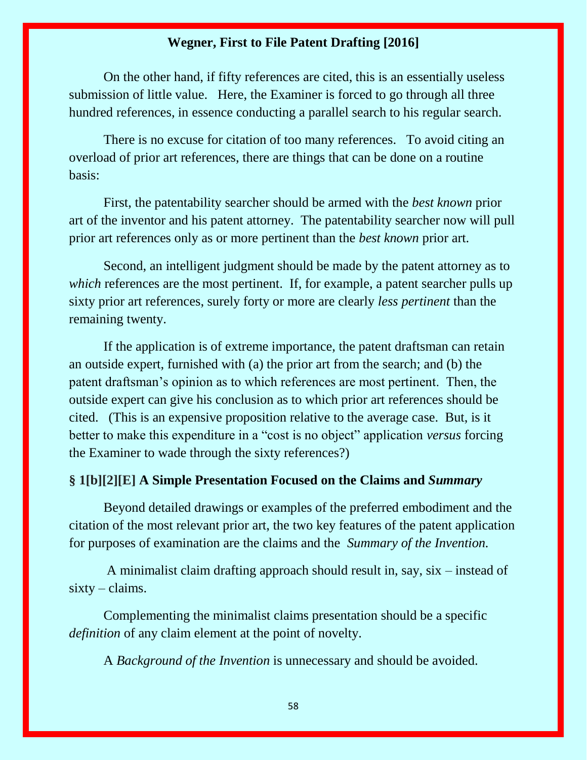On the other hand, if fifty references are cited, this is an essentially useless submission of little value. Here, the Examiner is forced to go through all three hundred references, in essence conducting a parallel search to his regular search.

There is no excuse for citation of too many references. To avoid citing an overload of prior art references, there are things that can be done on a routine basis:

First, the patentability searcher should be armed with the *best known* prior art of the inventor and his patent attorney. The patentability searcher now will pull prior art references only as or more pertinent than the *best known* prior art.

Second, an intelligent judgment should be made by the patent attorney as to *which* references are the most pertinent. If, for example, a patent searcher pulls up sixty prior art references, surely forty or more are clearly *less pertinent* than the remaining twenty.

If the application is of extreme importance, the patent draftsman can retain an outside expert, furnished with (a) the prior art from the search; and (b) the patent draftsman's opinion as to which references are most pertinent. Then, the outside expert can give his conclusion as to which prior art references should be cited. (This is an expensive proposition relative to the average case. But, is it better to make this expenditure in a "cost is no object" application *versus* forcing the Examiner to wade through the sixty references?)

### § 1[b][2][E] A Simple Presentation Focused on the Claims and *Summary*

Beyond detailed drawings or examples of the preferred embodiment and the citation of the most relevant prior art, the two key features of the patent application for purposes of examination are the claims and the *Summary of the Invention.*

A minimalist claim drafting approach should result in, say, six – instead of sixty – claims.

Complementing the minimalist claims presentation should be a specific *definition* of any claim element at the point of novelty.

A *Background of the Invention* is unnecessary and should be avoided.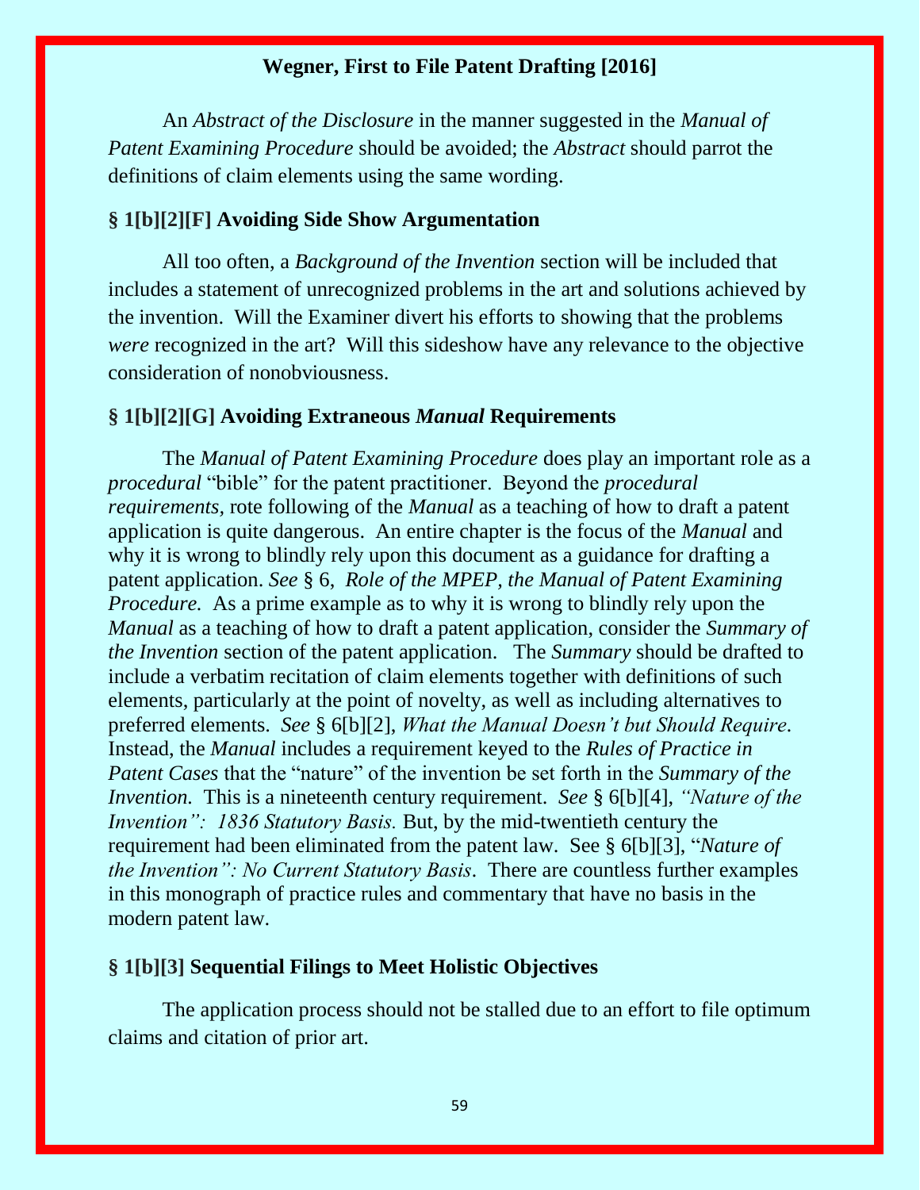An *Abstract of the Disclosure* in the manner suggested in the *Manual of Patent Examining Procedure* should be avoided; the *Abstract* should parrot the definitions of claim elements using the same wording.

### § 1[b][2][F] Avoiding Side Show Argumentation

All too often, a *Background of the Invention* section will be included that includes a statement of unrecognized problems in the art and solutions achieved by the invention. Will the Examiner divert his efforts to showing that the problems *were* recognized in the art? Will this sideshow have any relevance to the objective consideration of nonobviousness.

### § 1[b][2][G] Avoiding Extraneous *Manual* Requirements

The *Manual of Patent Examining Procedure* does play an important role as a *procedural* "bible" for the patent practitioner. Beyond the *procedural requirements,* rote following of the *Manual* as a teaching of how to draft a patent application is quite dangerous. An entire chapter is the focus of the *Manual* and why it is wrong to blindly rely upon this document as a guidance for drafting a patent application. *See* § 6, *Role of the MPEP, the Manual of Patent Examining Procedure.* As a prime example as to why it is wrong to blindly rely upon the *Manual* as a teaching of how to draft a patent application, consider the *Summary of the Invention* section of the patent application. The *Summary* should be drafted to include a verbatim recitation of claim elements together with definitions of such elements, particularly at the point of novelty, as well as including alternatives to preferred elements. *See* § 6[b][2], *What the Manual Doesn't but Should Require*. Instead, the *Manual* includes a requirement keyed to the *Rules of Practice in Patent Cases* that the "nature" of the invention be set forth in the *Summary of the Invention.* This is a nineteenth century requirement. *See* § 6[b][4], *"Nature of the Invention": 1836 Statutory Basis.* But, by the mid-twentieth century the requirement had been eliminated from the patent law. See § 6[b][3], "*Nature of the Invention": No Current Statutory Basis*. There are countless further examples in this monograph of practice rules and commentary that have no basis in the modern patent law.

### § 1[b][3] Sequential Filings to Meet Holistic Objectives

The application process should not be stalled due to an effort to file optimum claims and citation of prior art.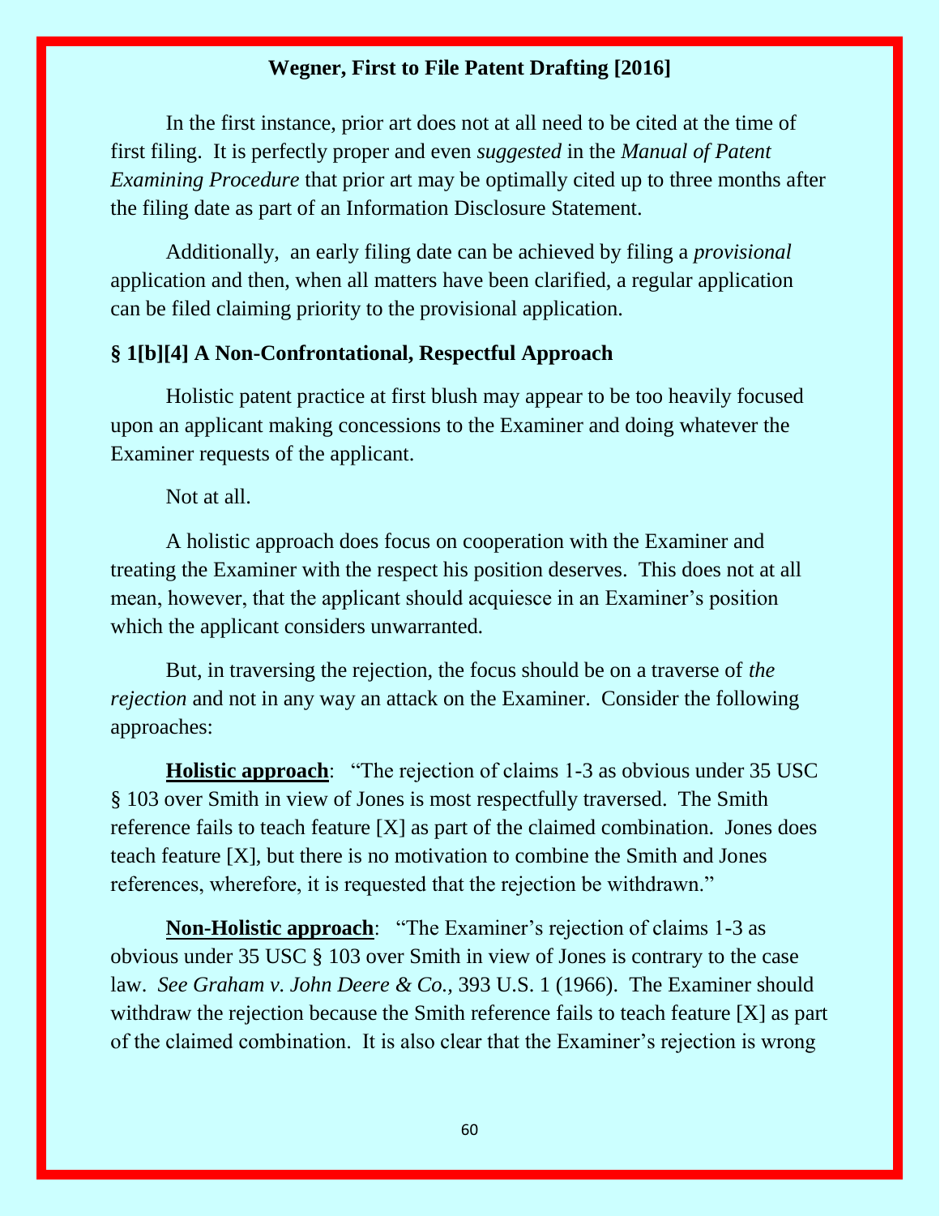In the first instance, prior art does not at all need to be cited at the time of first filing. It is perfectly proper and even *suggested* in the *Manual of Patent Examining Procedure* that prior art may be optimally cited up to three months after the filing date as part of an Information Disclosure Statement.

Additionally, an early filing date can be achieved by filing a *provisional* application and then, when all matters have been clarified, a regular application can be filed claiming priority to the provisional application.

### § 1[b][4] A Non-Confrontational, Respectful Approach

Holistic patent practice at first blush may appear to be too heavily focused upon an applicant making concessions to the Examiner and doing whatever the Examiner requests of the applicant.

Not at all.

A holistic approach does focus on cooperation with the Examiner and treating the Examiner with the respect his position deserves. This does not at all mean, however, that the applicant should acquiesce in an Examiner's position which the applicant considers unwarranted.

But, in traversing the rejection, the focus should be on a traverse of *the rejection* and not in any way an attack on the Examiner. Consider the following approaches:

**Holistic approach**: "The rejection of claims 1-3 as obvious under 35 USC § 103 over Smith in view of Jones is most respectfully traversed. The Smith reference fails to teach feature [X] as part of the claimed combination. Jones does teach feature [X], but there is no motivation to combine the Smith and Jones references, wherefore, it is requested that the rejection be withdrawn."

**Non-Holistic approach**: "The Examiner's rejection of claims 1-3 as obvious under 35 USC § 103 over Smith in view of Jones is contrary to the case law. *See Graham v. John Deere & Co.,* 393 U.S. 1 (1966). The Examiner should withdraw the rejection because the Smith reference fails to teach feature [X] as part of the claimed combination. It is also clear that the Examiner's rejection is wrong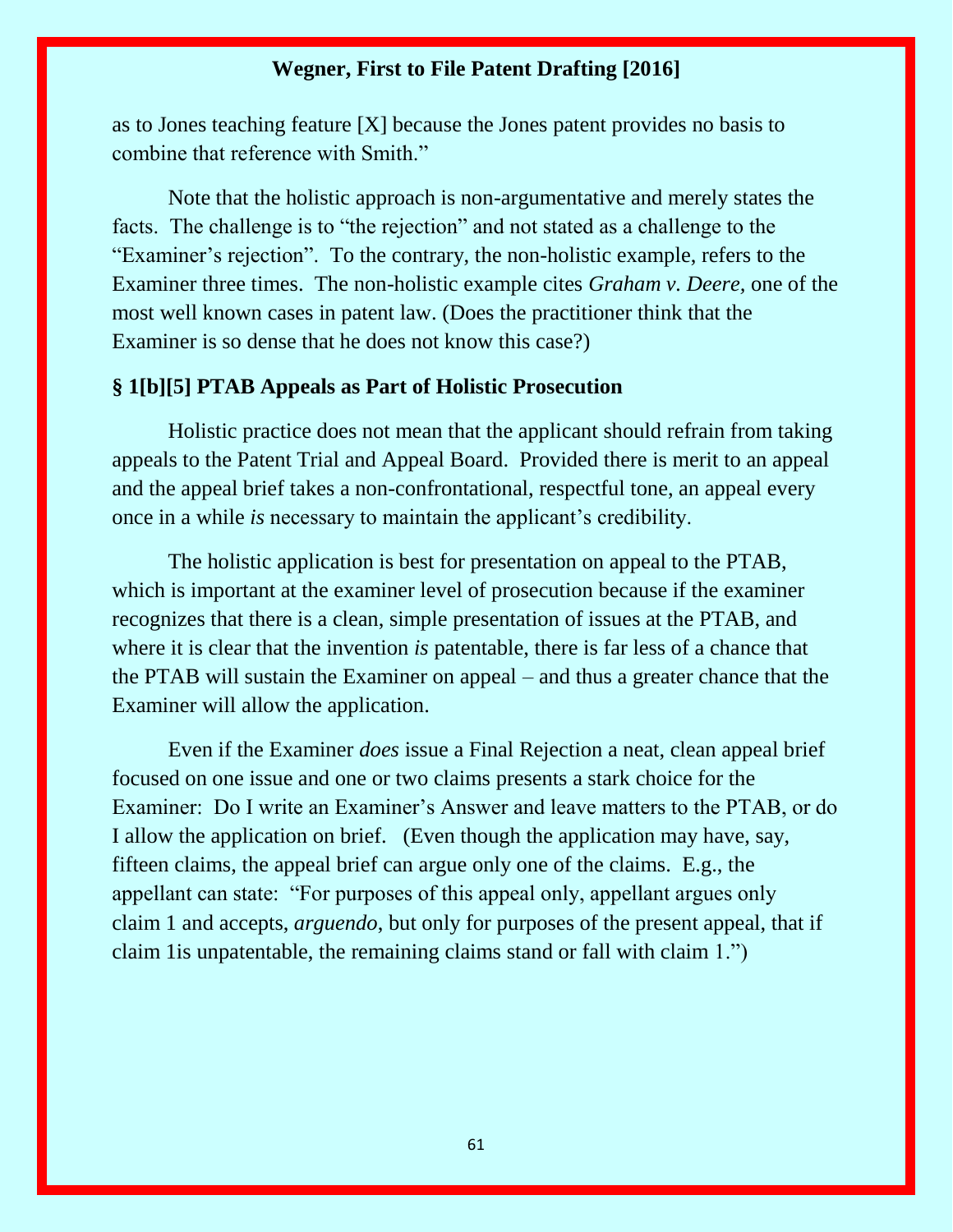as to Jones teaching feature [X] because the Jones patent provides no basis to combine that reference with Smith."

Note that the holistic approach is non-argumentative and merely states the facts. The challenge is to "the rejection" and not stated as a challenge to the "Examiner's rejection". To the contrary, the non-holistic example, refers to the Examiner three times. The non-holistic example cites *Graham v. Deere,* one of the most well known cases in patent law. (Does the practitioner think that the Examiner is so dense that he does not know this case?)

### § 1[b][5] PTAB Appeals as Part of Holistic Prosecution

Holistic practice does not mean that the applicant should refrain from taking appeals to the Patent Trial and Appeal Board. Provided there is merit to an appeal and the appeal brief takes a non-confrontational, respectful tone, an appeal every once in a while *is* necessary to maintain the applicant's credibility.

The holistic application is best for presentation on appeal to the PTAB, which is important at the examiner level of prosecution because if the examiner recognizes that there is a clean, simple presentation of issues at the PTAB, and where it is clear that the invention *is* patentable, there is far less of a chance that the PTAB will sustain the Examiner on appeal – and thus a greater chance that the Examiner will allow the application.

Even if the Examiner *does* issue a Final Rejection a neat, clean appeal brief focused on one issue and one or two claims presents a stark choice for the Examiner: Do I write an Examiner's Answer and leave matters to the PTAB, or do I allow the application on brief. (Even though the application may have, say, fifteen claims, the appeal brief can argue only one of the claims. E.g., the appellant can state: "For purposes of this appeal only, appellant argues only claim 1 and accepts, *arguendo*, but only for purposes of the present appeal, that if claim 1is unpatentable, the remaining claims stand or fall with claim 1.")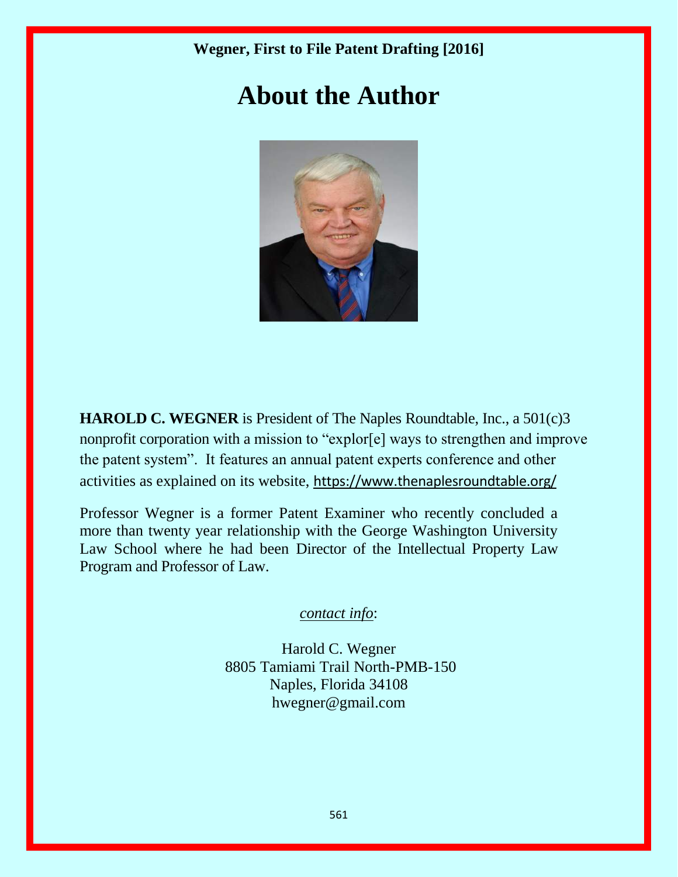# About the Author

**HAROLD C. WEGNER** is President of The Naples Roundtable, Inc., a 501(c)3 nonprofit corporation with a mission to "explor[e] ways to strengthen and improve the patent system". It features an annual patent experts conference and other activities as explained on its website, https://www.thenaplesroundtable.org/

Professor Wegner is a former Patent Examiner who recently concluded a more than twenty year relationship with the George Washington University Law School where he had been Director of the Intellectual Property Law Program and Professor of Law.

*contact info*:

Harold C. Wegner
8805 Tamiami Trail North-PMB-150
Naples, Florida 34108
hwegner@gmail.com